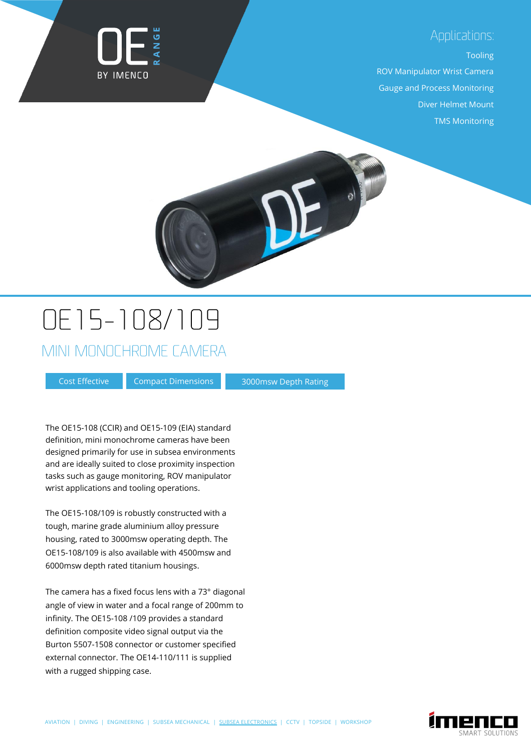OE RANGE BY IMENCO

## Applications:

- Tooling
- ROV Manipulator Wrist Camera
- Gauge and Process Monitoring
- Diver Helmet Mount
- TMS Monitoring

# OE15-108/109

## MINI MONOCHROME CAMERA

Cost Effective | Compact Dimensions | 3000msw Depth Rating

The OE15-108 (CCIR) and OE15-109 (EIA) standard definition, mini monochrome cameras have been designed primarily for use in subsea environments and are ideally suited to close proximity inspection tasks such as gauge monitoring, ROV manipulator wrist applications and tooling operations.

The OE15-108/109 is robustly constructed with a tough, marine grade aluminium alloy pressure housing, rated to 3000msw operating depth. The OE15-108/109 is also available with 4500msw and 6000msw depth rated titanium housings.

The camera has a fixed focus lens with a 73° diagonal angle of view in water and a focal range of 200mm to infinity. The OE15-108 /109 provides a standard definition composite video signal output via the Burton 5507-1508 connector or customer specified external connector. The OE14-110/111 is supplied with a rugged shipping case.

AVIATION | DIVING | ENGINEERING | SUBSEA MECHANICAL | SUBSEA ELECTRONICS | CCTV | TOPSIDE | WORKSHOP

imenco SMART SOLUTIONS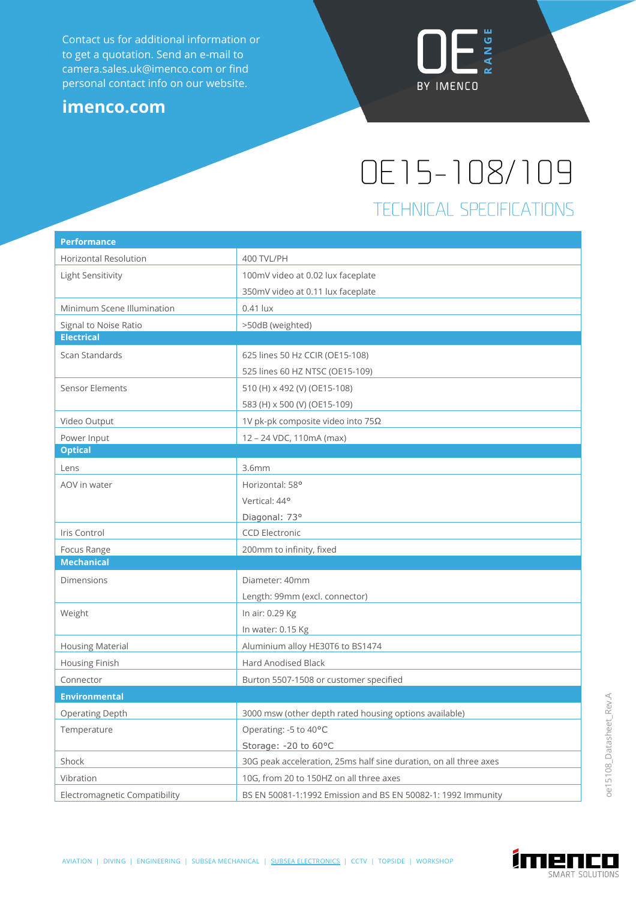Contact us for additional information or to get a quotation. Send an e-mail to camera.sales.uk@imenco.com or find personal contact info on our website.

**imenco.com**

OE RANGE BY IMENCO

# OE15-108/109

## TECHNICAL SPECIFICATIONS

| | |
|---|---|
| **Performance** | |
| Horizontal Resolution | 400 TVL/PH |
| Light Sensitivity | 100mV video at 0.02 lux faceplate<br>350mV video at 0.11 lux faceplate |
| Minimum Scene Illumination | 0.41 lux |
| Signal to Noise Ratio | >50dB (weighted) |
| **Electrical** | |
| Scan Standards | 625 lines 50 Hz CCIR (OE15-108)<br>525 lines 60 HZ NTSC (OE15-109) |
| Sensor Elements | 510 (H) x 492 (V) (OE15-108)<br>583 (H) x 500 (V) (OE15-109) |
| Video Output | 1V pk-pk composite video into 75Ω |
| Power Input | 12 – 24 VDC, 110mA (max) |
| **Optical** | |
| Lens | 3.6mm |
| AOV in water | Horizontal: 58°<br>Vertical: 44°<br>Diagonal: 73° |
| Iris Control | CCD Electronic |
| Focus Range | 200mm to infinity, fixed |
| **Mechanical** | |
| Dimensions | Diameter: 40mm<br>Length: 99mm (excl. connector) |
| Weight | In air: 0.29 Kg<br>In water: 0.15 Kg |
| Housing Material | Aluminium alloy HE30T6 to BS1474 |
| Housing Finish | Hard Anodised Black |
| Connector | Burton 5507-1508 or customer specified |
| **Environmental** | |
| Operating Depth | 3000 msw (other depth rated housing options available) |
| Temperature | Operating: -5 to 40°C<br>Storage: -20 to 60°C |
| Shock | 30G peak acceleration, 25ms half sine duration, on all three axes |
| Vibration | 10G, from 20 to 150HZ on all three axes |
| Electromagnetic Compatibility | BS EN 50081-1:1992 Emission and BS EN 50082-1: 1992 Immunity |

oe15108_Datasheet_Rev.A

AVIATION | DIVING | ENGINEERING | SUBSEA MECHANICAL | SUBSEA ELECTRONICS | CCTV | TOPSIDE | WORKSHOP

imenco SMART SOLUTIONS